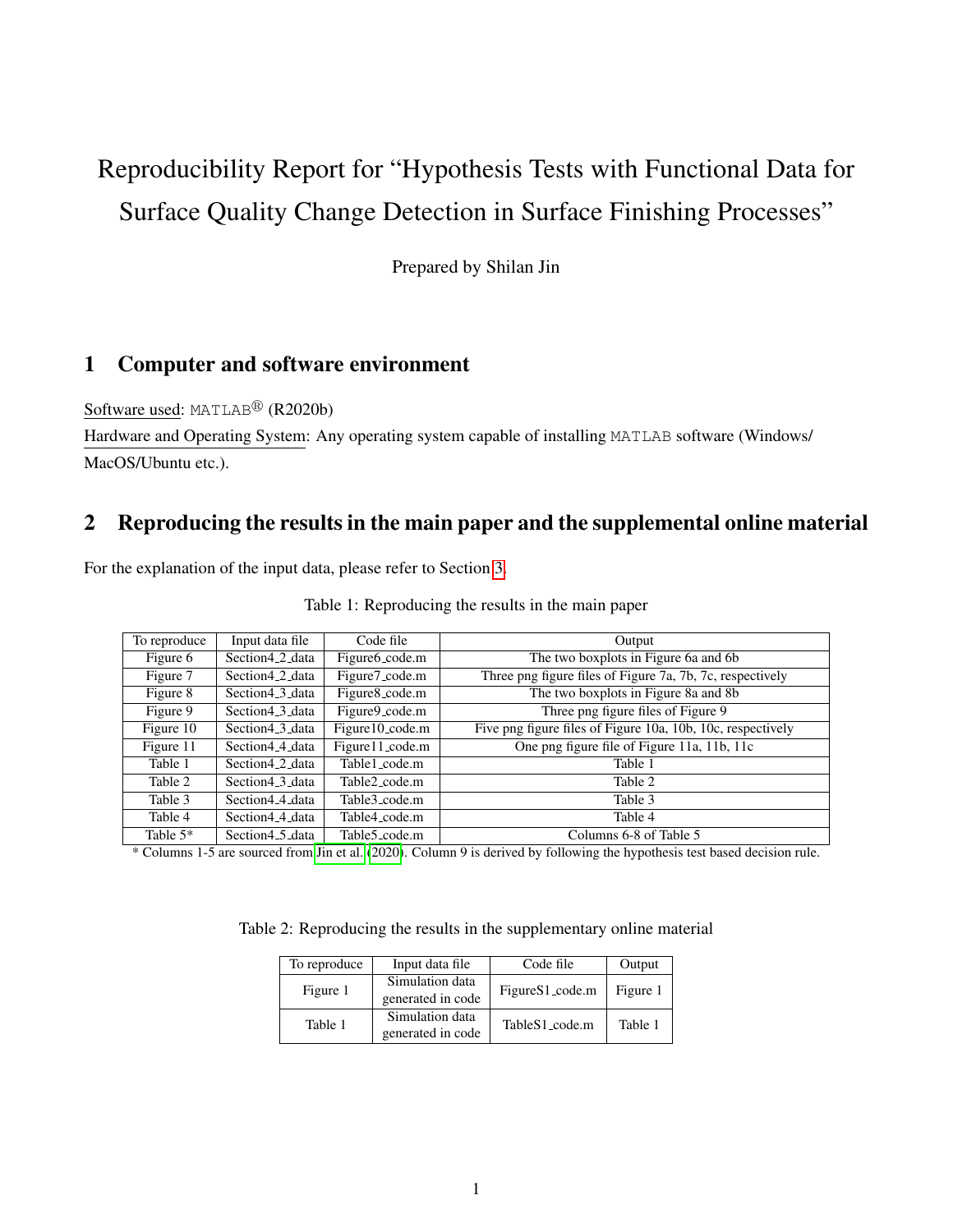# Reproducibility Report for "Hypothesis Tests with Functional Data for Surface Quality Change Detection in Surface Finishing Processes"

Prepared by Shilan Jin

## 1 Computer and software environment

Software used: MATLAB® (R2020b)

Hardware and Operating System: Any operating system capable of installing MATLAB software (Windows/ MacOS/Ubuntu etc.).

## 2 Reproducing the results in the main paper and the supplemental online material

For the explanation of the input data, please refer to Section 3.

Table 1: Reproducing the results in the main paper

| To reproduce | Input data file | Code file | Output |
|---|---|---|---|
| Figure 6 | Section4_2_data | Figure6_code.m | The two boxplots in Figure 6a and 6b |
| Figure 7 | Section4_2_data | Figure7_code.m | Three png figure files of Figure 7a, 7b, 7c, respectively |
| Figure 8 | Section4_3_data | Figure8_code.m | The two boxplots in Figure 8a and 8b |
| Figure 9 | Section4_3_data | Figure9_code.m | Three png figure files of Figure 9 |
| Figure 10 | Section4_3_data | Figure10_code.m | Five png figure files of Figure 10a, 10b, 10c, respectively |
| Figure 11 | Section4_4_data | Figure11_code.m | One png figure file of Figure 11a, 11b, 11c |
| Table 1 | Section4_2_data | Table1_code.m | Table 1 |
| Table 2 | Section4_3_data | Table2_code.m | Table 2 |
| Table 3 | Section4_4_data | Table3_code.m | Table 3 |
| Table 4 | Section4_4_data | Table4_code.m | Table 4 |
| Table 5* | Section4_5_data | Table5_code.m | Columns 6-8 of Table 5 |

\* Columns 1-5 are sourced from Jin et al. (2020). Column 9 is derived by following the hypothesis test based decision rule.

Table 2: Reproducing the results in the supplementary online material

| To reproduce | Input data file | Code file | Output |
|---|---|---|---|
| Figure 1 | Simulation data generated in code | FigureS1_code.m | Figure 1 |
| Table 1 | Simulation data generated in code | TableS1_code.m | Table 1 |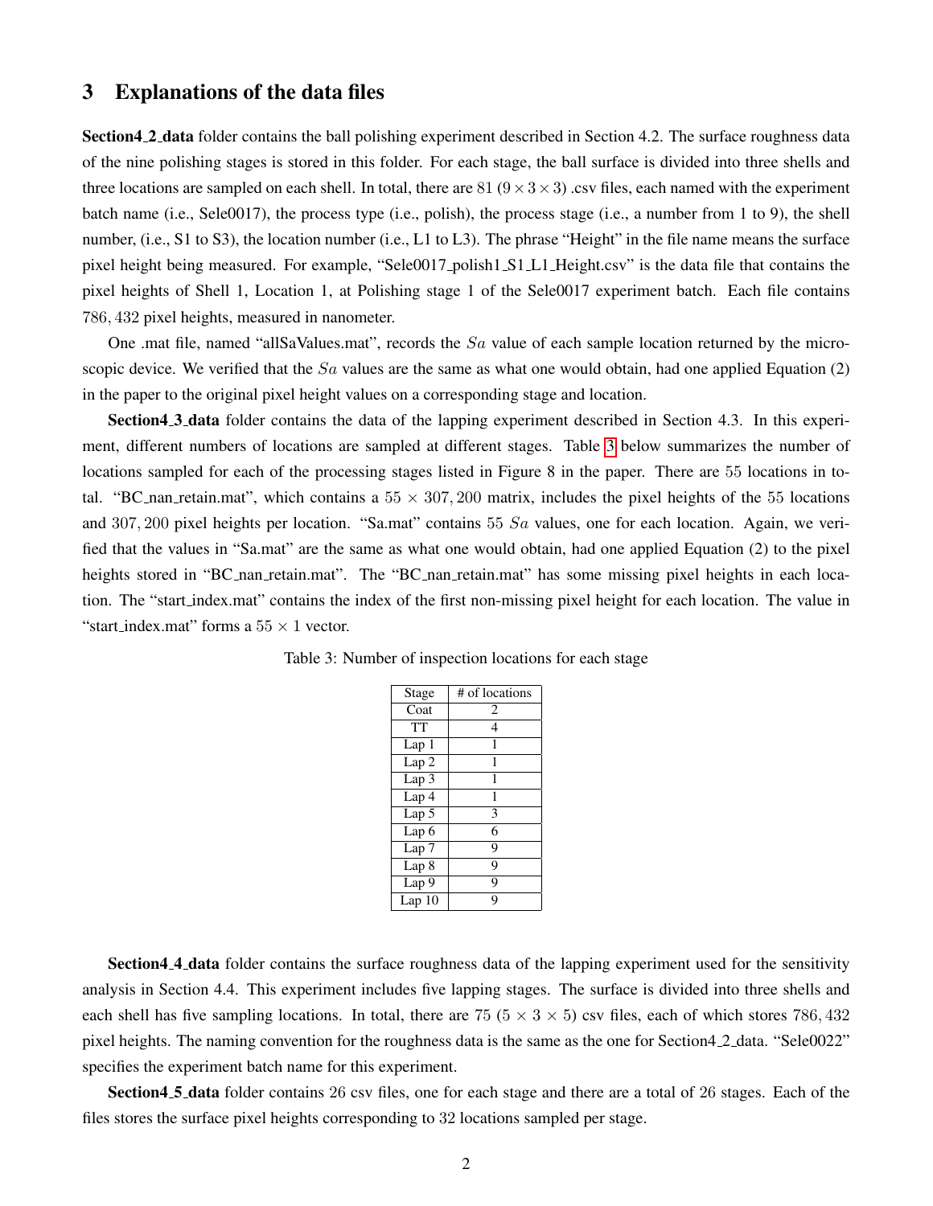# 3 Explanations of the data files

**Section4_2_data** folder contains the ball polishing experiment described in Section 4.2. The surface roughness data of the nine polishing stages is stored in this folder. For each stage, the ball surface is divided into three shells and three locations are sampled on each shell. In total, there are 81 ($9 \times 3 \times 3$) .csv files, each named with the experiment batch name (i.e., Sele0017), the process type (i.e., polish), the process stage (i.e., a number from 1 to 9), the shell number, (i.e., S1 to S3), the location number (i.e., L1 to L3). The phrase "Height" in the file name means the surface pixel height being measured. For example, "Sele0017_polish1_S1_L1_Height.csv" is the data file that contains the pixel heights of Shell 1, Location 1, at Polishing stage 1 of the Sele0017 experiment batch. Each file contains $786,432$ pixel heights, measured in nanometer.

One .mat file, named "allSaValues.mat", records the $Sa$ value of each sample location returned by the microscopic device. We verified that the $Sa$ values are the same as what one would obtain, had one applied Equation (2) in the paper to the original pixel height values on a corresponding stage and location.

**Section4_3_data** folder contains the data of the lapping experiment described in Section 4.3. In this experiment, different numbers of locations are sampled at different stages. Table 3 below summarizes the number of locations sampled for each of the processing stages listed in Figure 8 in the paper. There are 55 locations in total. "BC_nan_retain.mat", which contains a $55 \times 307,200$ matrix, includes the pixel heights of the 55 locations and $307,200$ pixel heights per location. "Sa.mat" contains 55 $Sa$ values, one for each location. Again, we verified that the values in "Sa.mat" are the same as what one would obtain, had one applied Equation (2) to the pixel heights stored in "BC_nan_retain.mat". The "BC_nan_retain.mat" has some missing pixel heights in each location. The "start_index.mat" contains the index of the first non-missing pixel height for each location. The value in "start_index.mat" forms a $55 \times 1$ vector.

Table 3: Number of inspection locations for each stage

| Stage | # of locations |
|---|---|
| Coat | 2 |
| TT | 4 |
| Lap 1 | 1 |
| Lap 2 | 1 |
| Lap 3 | 1 |
| Lap 4 | 1 |
| Lap 5 | 3 |
| Lap 6 | 6 |
| Lap 7 | 9 |
| Lap 8 | 9 |
| Lap 9 | 9 |
| Lap 10 | 9 |

**Section4_4_data** folder contains the surface roughness data of the lapping experiment used for the sensitivity analysis in Section 4.4. This experiment includes five lapping stages. The surface is divided into three shells and each shell has five sampling locations. In total, there are 75 ($5 \times 3 \times 5$) csv files, each of which stores $786,432$ pixel heights. The naming convention for the roughness data is the same as the one for Section4_2_data. "Sele0022" specifies the experiment batch name for this experiment.

**Section4_5_data** folder contains 26 csv files, one for each stage and there are a total of 26 stages. Each of the files stores the surface pixel heights corresponding to 32 locations sampled per stage.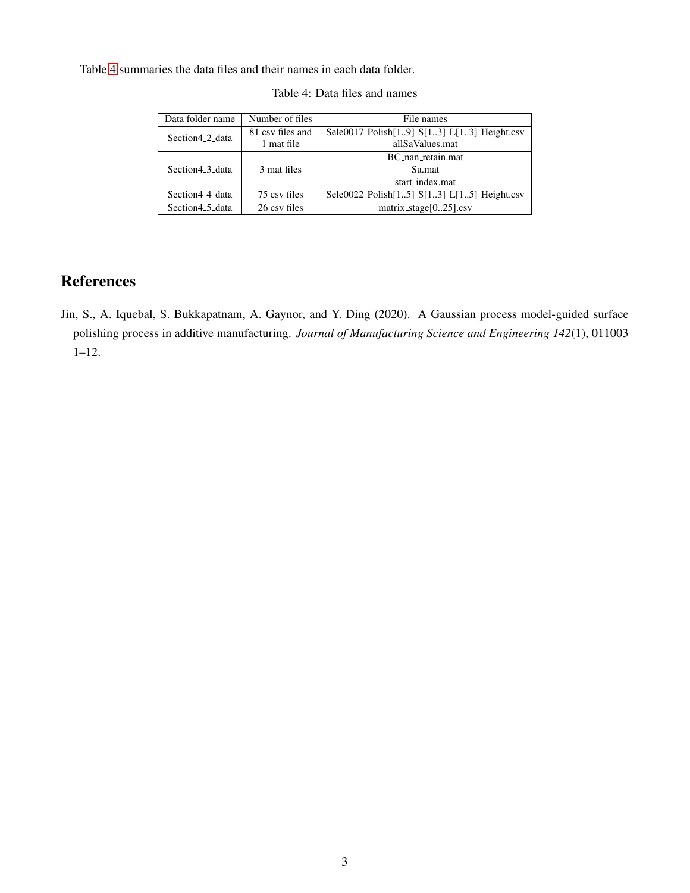Table 4 summaries the data files and their names in each data folder.

Table 4: Data files and names

| Data folder name | Number of files | File names |
|---|---|---|
| Section4_2_data | 81 csv files and 1 mat file | Sele0017_Polish[1..9]_S[1..3]_L[1..3]_Height.csv<br>allSaValues.mat |
| Section4_3_data | 3 mat files | BC_nan_retain.mat<br>Sa.mat<br>start_index.mat |
| Section4_4_data | 75 csv files | Sele0022_Polish[1..5]_S[1..3]_L[1..5]_Height.csv |
| Section4_5_data | 26 csv files | matrix_stage[0..25].csv |

## References

Jin, S., A. Iquebal, S. Bukkapatnam, A. Gaynor, and Y. Ding (2020). A Gaussian process model-guided surface polishing process in additive manufacturing. *Journal of Manufacturing Science and Engineering 142*(1), 011003 1–12.